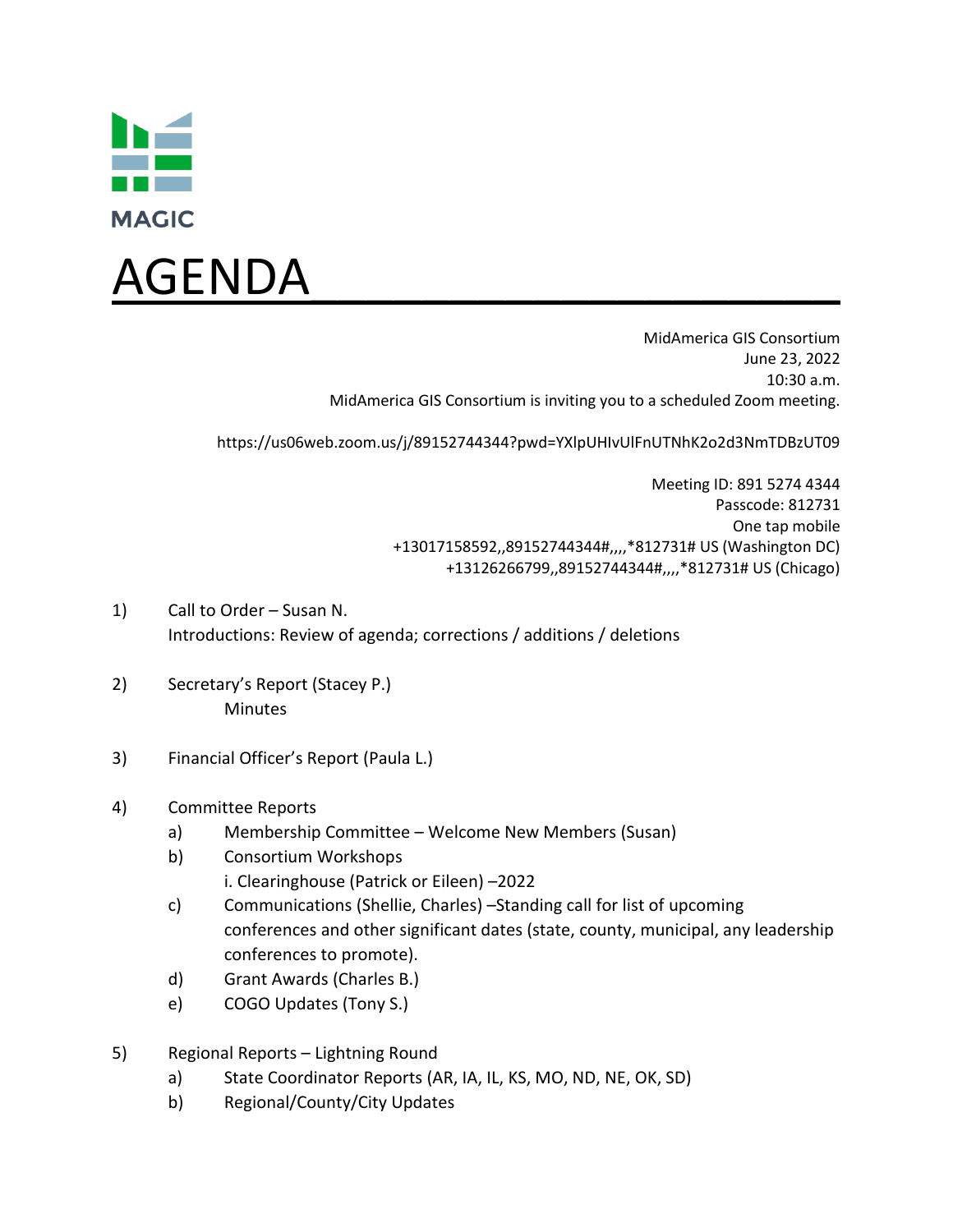MAGIC

# AGENDA

MidAmerica GIS Consortium
June 23, 2022
10:30 a.m.
MidAmerica GIS Consortium is inviting you to a scheduled Zoom meeting.

https://us06web.zoom.us/j/89152744344?pwd=YXlpUHIvUlFnUTNhK2o2d3NmTDBzUT09

Meeting ID: 891 5274 4344
Passcode: 812731
One tap mobile
+13017158592,,89152744344#,,,,*812731# US (Washington DC)
+13126266799,,89152744344#,,,,*812731# US (Chicago)

1) Call to Order – Susan N.
   Introductions: Review of agenda; corrections / additions / deletions

2) Secretary's Report (Stacey P.)
   Minutes

3) Financial Officer's Report (Paula L.)

4) Committee Reports
   a) Membership Committee – Welcome New Members (Susan)
   b) Consortium Workshops
      i. Clearinghouse (Patrick or Eileen) –2022
   c) Communications (Shellie, Charles) –Standing call for list of upcoming conferences and other significant dates (state, county, municipal, any leadership conferences to promote).
   d) Grant Awards (Charles B.)
   e) COGO Updates (Tony S.)

5) Regional Reports – Lightning Round
   a) State Coordinator Reports (AR, IA, IL, KS, MO, ND, NE, OK, SD)
   b) Regional/County/City Updates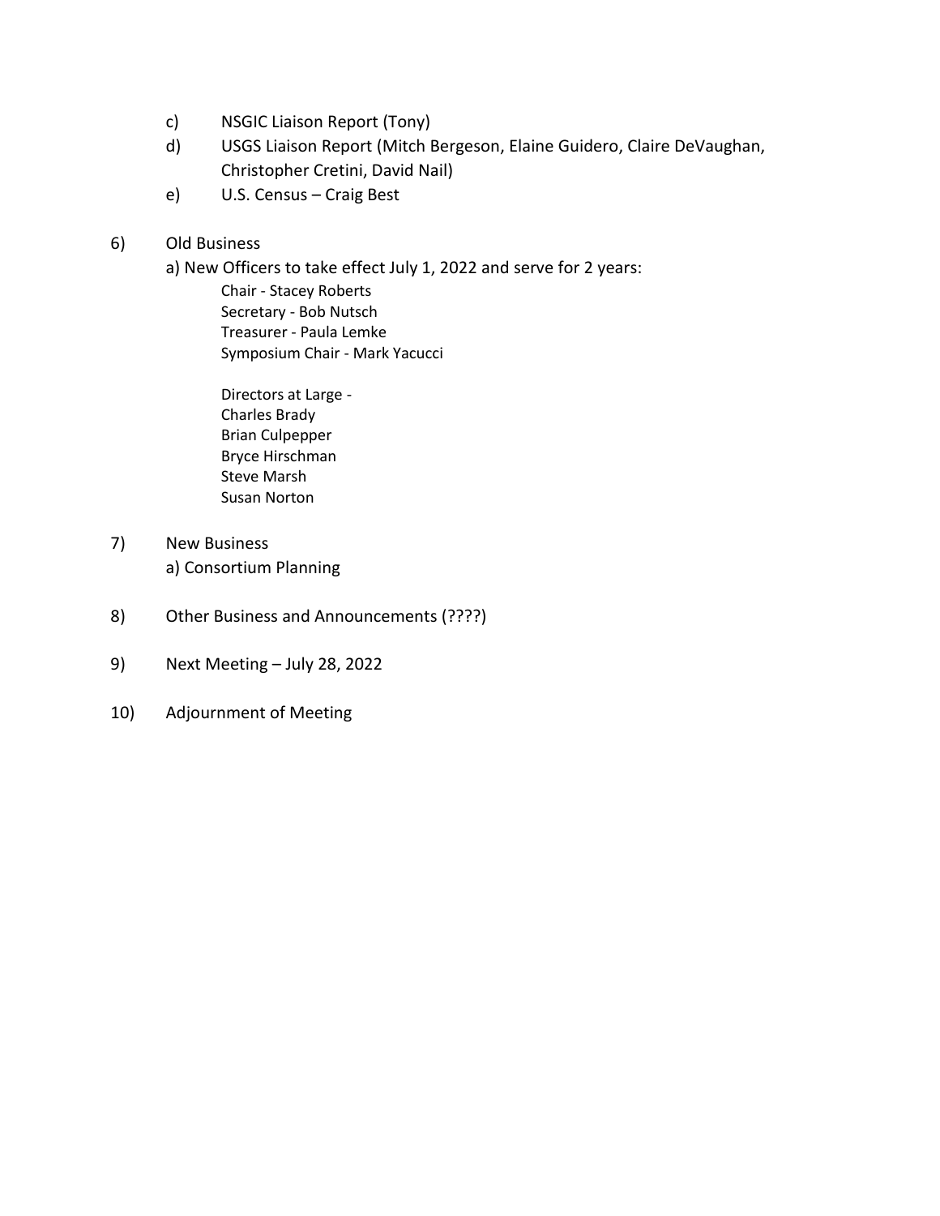c) NSGIC Liaison Report (Tony)

d) USGS Liaison Report (Mitch Bergeson, Elaine Guidero, Claire DeVaughan, Christopher Cretini, David Nail)

e) U.S. Census – Craig Best

6) Old Business

a) New Officers to take effect July 1, 2022 and serve for 2 years:

Chair - Stacey Roberts
Secretary - Bob Nutsch
Treasurer - Paula Lemke
Symposium Chair - Mark Yacucci

Directors at Large -
Charles Brady
Brian Culpepper
Bryce Hirschman
Steve Marsh
Susan Norton

7) New Business

a) Consortium Planning

8) Other Business and Announcements (????)

9) Next Meeting – July 28, 2022

10) Adjournment of Meeting